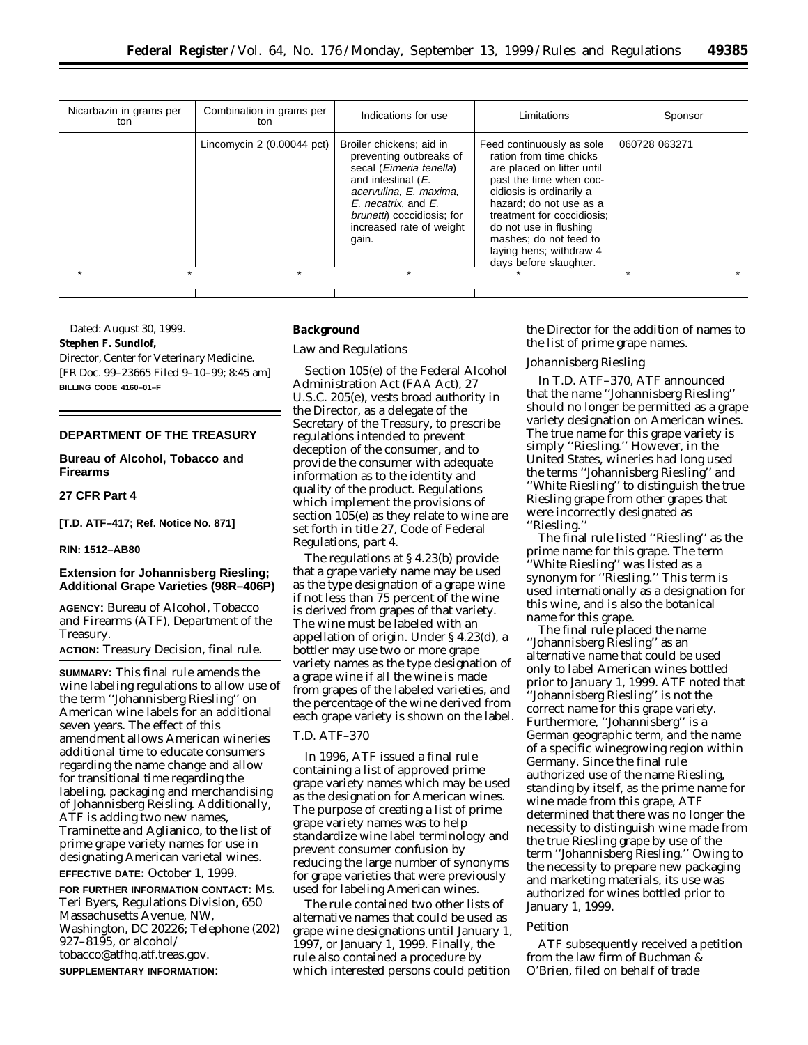| Nicarbazin in grams per ton | Combination in grams per ton | Indications for use | Limitations | Sponsor |
|---|---|---|---|---|
| | Lincomycin 2 (0.00044 pct) | Broiler chickens; aid in preventing outbreaks of secal (*Eimeria tenella*) and intestinal (*E. acervulina, E. maxima, E. necatrix*, and *E. brunetti*) coccidiosis; for increased rate of weight gain. | Feed continuously as sole ration from time chicks are placed on litter until past the time when coccidiosis is ordinarily a hazard; do not use as a treatment for coccidiosis; do not use in flushing mashes; do not feed to laying hens; withdraw 4 days before slaughter. | 060728 063271 |
| * * | * | * | * | * * |

Dated: August 30, 1999.

**Stephen F. Sundlof,**

*Director, Center for Veterinary Medicine.*

[FR Doc. 99–23665 Filed 9–10–99; 8:45 am]

**BILLING CODE 4160–01–F**

## DEPARTMENT OF THE TREASURY

## Bureau of Alcohol, Tobacco and Firearms

## 27 CFR Part 4

**[T.D. ATF–417; Ref. Notice No. 871]**

**RIN: 1512–AB80**

## Extension for Johannisberg Riesling; Additional Grape Varieties (98R–406P)

**AGENCY:** Bureau of Alcohol, Tobacco and Firearms (ATF), Department of the Treasury.

**ACTION:** Treasury Decision, final rule.

**SUMMARY:** This final rule amends the wine labeling regulations to allow use of the term ''Johannisberg Riesling'' on American wine labels for an additional seven years. The effect of this amendment allows American wineries additional time to educate consumers regarding the name change and allow for transitional time regarding the labeling, packaging and merchandising of Johannisberg Reisling. Additionally, ATF is adding two new names, Traminette and Aglianico, to the list of prime grape variety names for use in designating American varietal wines.

**EFFECTIVE DATE:** October 1, 1999.

**FOR FURTHER INFORMATION CONTACT:** Ms. Teri Byers, Regulations Division, 650 Massachusetts Avenue, NW, Washington, DC 20226; Telephone (202) 927–8195, or alcohol/tobacco@atfhq.atf.treas.gov.

**SUPPLEMENTARY INFORMATION:**

### Background

*Law and Regulations*

Section 105(e) of the Federal Alcohol Administration Act (FAA Act), 27 U.S.C. 205(e), vests broad authority in the Director, as a delegate of the Secretary of the Treasury, to prescribe regulations intended to prevent deception of the consumer, and to provide the consumer with adequate information as to the identity and quality of the product. Regulations which implement the provisions of section 105(e) as they relate to wine are set forth in title 27, Code of Federal Regulations, part 4.

The regulations at § 4.23(b) provide that a grape variety name may be used as the type designation of a grape wine if not less than 75 percent of the wine is derived from grapes of that variety. The wine must be labeled with an appellation of origin. Under § 4.23(d), a bottler may use two or more grape variety names as the type designation of a grape wine if all the wine is made from grapes of the labeled varieties, and the percentage of the wine derived from each grape variety is shown on the label.

*T.D. ATF–370*

In 1996, ATF issued a final rule containing a list of approved prime grape variety names which may be used as the designation for American wines. The purpose of creating a list of prime grape variety names was to help standardize wine label terminology and prevent consumer confusion by reducing the large number of synonyms for grape varieties that were previously used for labeling American wines.

The rule contained two other lists of alternative names that could be used as grape wine designations until January 1, 1997, or January 1, 1999. Finally, the rule also contained a procedure by which interested persons could petition the Director for the addition of names to the list of prime grape names.

*Johannisberg Riesling*

In T.D. ATF–370, ATF announced that the name ''Johannisberg Riesling'' should no longer be permitted as a grape variety designation on American wines. The true name for this grape variety is simply ''Riesling.'' However, in the United States, wineries had long used the terms ''Johannisberg Riesling'' and ''White Riesling'' to distinguish the true Riesling grape from other grapes that were incorrectly designated as ''Riesling.''

The final rule listed ''Riesling'' as the prime name for this grape. The term ''White Riesling'' was listed as a synonym for ''Riesling.'' This term is used internationally as a designation for this wine, and is also the botanical name for this grape.

The final rule placed the name ''Johannisberg Riesling'' as an alternative name that could be used only to label American wines bottled prior to January 1, 1999. ATF noted that ''Johannisberg Riesling'' is not the correct name for this grape variety. Furthermore, ''Johannisberg'' is a German geographic term, and the name of a specific winegrowing region within Germany. Since the final rule authorized use of the name Riesling, standing by itself, as the prime name for wine made from this grape, ATF determined that there was no longer the necessity to distinguish wine made from the true Riesling grape by use of the term ''Johannisberg Riesling.'' Owing to the necessity to prepare new packaging and marketing materials, its use was authorized for wines bottled prior to January 1, 1999.

*Petition*

ATF subsequently received a petition from the law firm of Buchman & O'Brien, filed on behalf of trade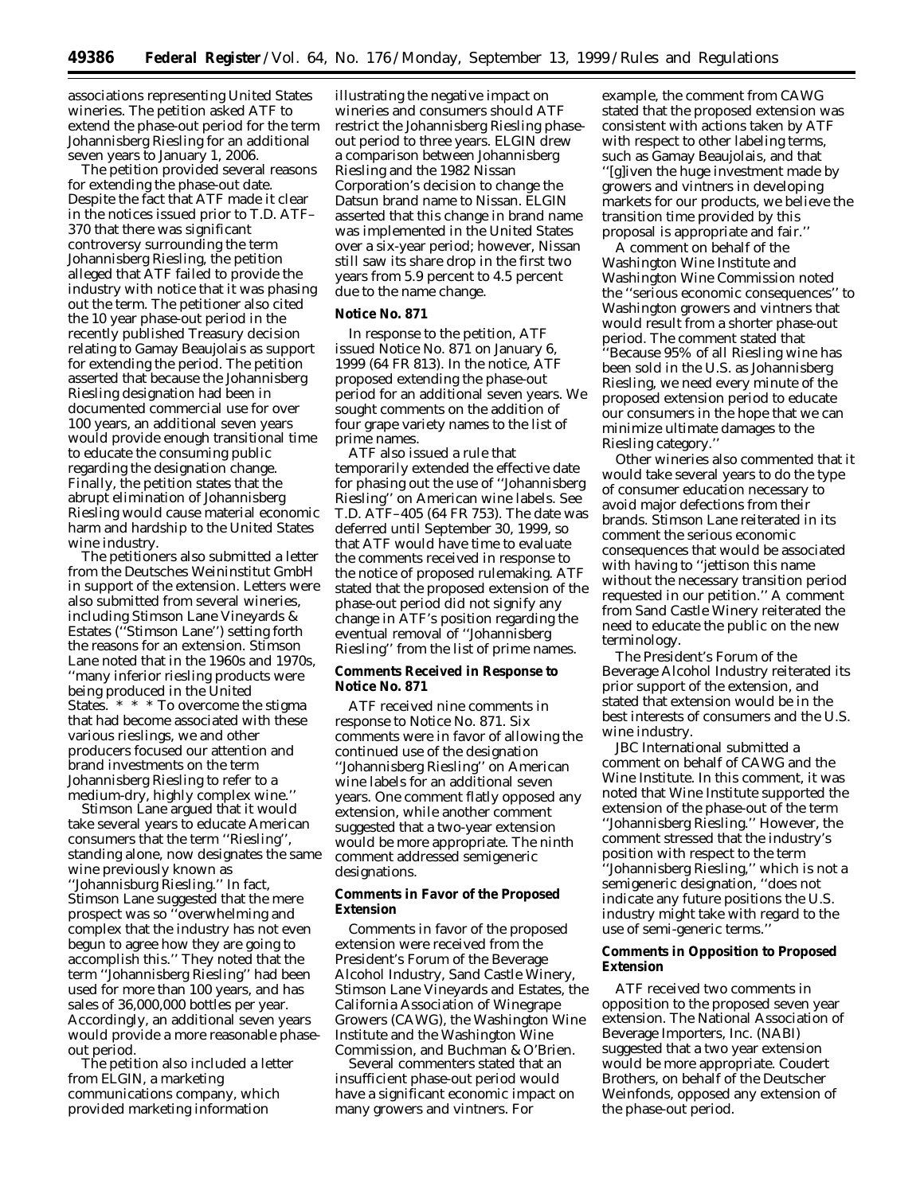associations representing United States wineries. The petition asked ATF to extend the phase-out period for the term Johannisberg Riesling for an additional seven years to January 1, 2006.

The petition provided several reasons for extending the phase-out date. Despite the fact that ATF made it clear in the notices issued prior to T.D. ATF–370 that there was significant controversy surrounding the term Johannisberg Riesling, the petition alleged that ATF failed to provide the industry with notice that it was phasing out the term. The petitioner also cited the 10 year phase-out period in the recently published Treasury decision relating to Gamay Beaujolais as support for extending the period. The petition asserted that because the Johannisberg Riesling designation had been in documented commercial use for over 100 years, an additional seven years would provide enough transitional time to educate the consuming public regarding the designation change. Finally, the petition states that the abrupt elimination of Johannisberg Riesling would cause material economic harm and hardship to the United States wine industry.

The petitioners also submitted a letter from the Deutsches Weininstitut GmbH in support of the extension. Letters were also submitted from several wineries, including Stimson Lane Vineyards & Estates (''Stimson Lane'') setting forth the reasons for an extension. Stimson Lane noted that in the 1960s and 1970s, ''many inferior riesling products were being produced in the United States. * * * To overcome the stigma that had become associated with these various rieslings, we and other producers focused our attention and brand investments on the term Johannisberg Riesling to refer to a medium-dry, highly complex wine.''

Stimson Lane argued that it would take several years to educate American consumers that the term ''Riesling'', standing alone, now designates the same wine previously known as ''Johannisburg Riesling.'' In fact, Stimson Lane suggested that the mere prospect was so ''overwhelming and complex that the industry has not even begun to agree how they are going to accomplish this.'' They noted that the term ''Johannisberg Riesling'' had been used for more than 100 years, and has sales of 36,000,000 bottles per year. Accordingly, an additional seven years would provide a more reasonable phase-out period.

The petition also included a letter from ELGIN, a marketing communications company, which provided marketing information illustrating the negative impact on wineries and consumers should ATF restrict the Johannisberg Riesling phase-out period to three years. ELGIN drew a comparison between Johannisberg Riesling and the 1982 Nissan Corporation's decision to change the Datsun brand name to Nissan. ELGIN asserted that this change in brand name was implemented in the United States over a six-year period; however, Nissan still saw its share drop in the first two years from 5.9 percent to 4.5 percent due to the name change.

**Notice No. 871**

In response to the petition, ATF issued Notice No. 871 on January 6, 1999 (64 FR 813). In the notice, ATF proposed extending the phase-out period for an additional seven years. We sought comments on the addition of four grape variety names to the list of prime names.

ATF also issued a rule that temporarily extended the effective date for phasing out the use of ''Johannisberg Riesling'' on American wine labels. See T.D. ATF–405 (64 FR 753). The date was deferred until September 30, 1999, so that ATF would have time to evaluate the comments received in response to the notice of proposed rulemaking. ATF stated that the proposed extension of the phase-out period did not signify any change in ATF's position regarding the eventual removal of ''Johannisberg Riesling'' from the list of prime names.

**Comments Received in Response to Notice No. 871**

ATF received nine comments in response to Notice No. 871. Six comments were in favor of allowing the continued use of the designation ''Johannisberg Riesling'' on American wine labels for an additional seven years. One comment flatly opposed any extension, while another comment suggested that a two-year extension would be more appropriate. The ninth comment addressed semigeneric designations.

**Comments in Favor of the Proposed Extension**

Comments in favor of the proposed extension were received from the President's Forum of the Beverage Alcohol Industry, Sand Castle Winery, Stimson Lane Vineyards and Estates, the California Association of Winegrape Growers (CAWG), the Washington Wine Institute and the Washington Wine Commission, and Buchman & O'Brien.

Several commenters stated that an insufficient phase-out period would have a significant economic impact on many growers and vintners. For example, the comment from CAWG stated that the proposed extension was consistent with actions taken by ATF with respect to other labeling terms, such as Gamay Beaujolais, and that ''[g]iven the huge investment made by growers and vintners in developing markets for our products, we believe the transition time provided by this proposal is appropriate and fair.''

A comment on behalf of the Washington Wine Institute and Washington Wine Commission noted the ''serious economic consequences'' to Washington growers and vintners that would result from a shorter phase-out period. The comment stated that ''Because 95% of all Riesling wine has been sold in the U.S. as Johannisberg Riesling, we need every minute of the proposed extension period to educate our consumers in the hope that we can minimize ultimate damages to the Riesling category.''

Other wineries also commented that it would take several years to do the type of consumer education necessary to avoid major defections from their brands. Stimson Lane reiterated in its comment the serious economic consequences that would be associated with having to ''jettison this name without the necessary transition period requested in our petition.'' A comment from Sand Castle Winery reiterated the need to educate the public on the new terminology.

The President's Forum of the Beverage Alcohol Industry reiterated its prior support of the extension, and stated that extension would be in the best interests of consumers and the U.S. wine industry.

JBC International submitted a comment on behalf of CAWG and the Wine Institute. In this comment, it was noted that Wine Institute supported the extension of the phase-out of the term ''Johannisberg Riesling.'' However, the comment stressed that the industry's position with respect to the term ''Johannisberg Riesling,'' which is not a semigeneric designation, ''does not indicate any future positions the U.S. industry might take with regard to the use of semi-generic terms.''

**Comments in Opposition to Proposed Extension**

ATF received two comments in opposition to the proposed seven year extension. The National Association of Beverage Importers, Inc. (NABI) suggested that a two year extension would be more appropriate. Coudert Brothers, on behalf of the Deutscher Weinfonds, opposed any extension of the phase-out period.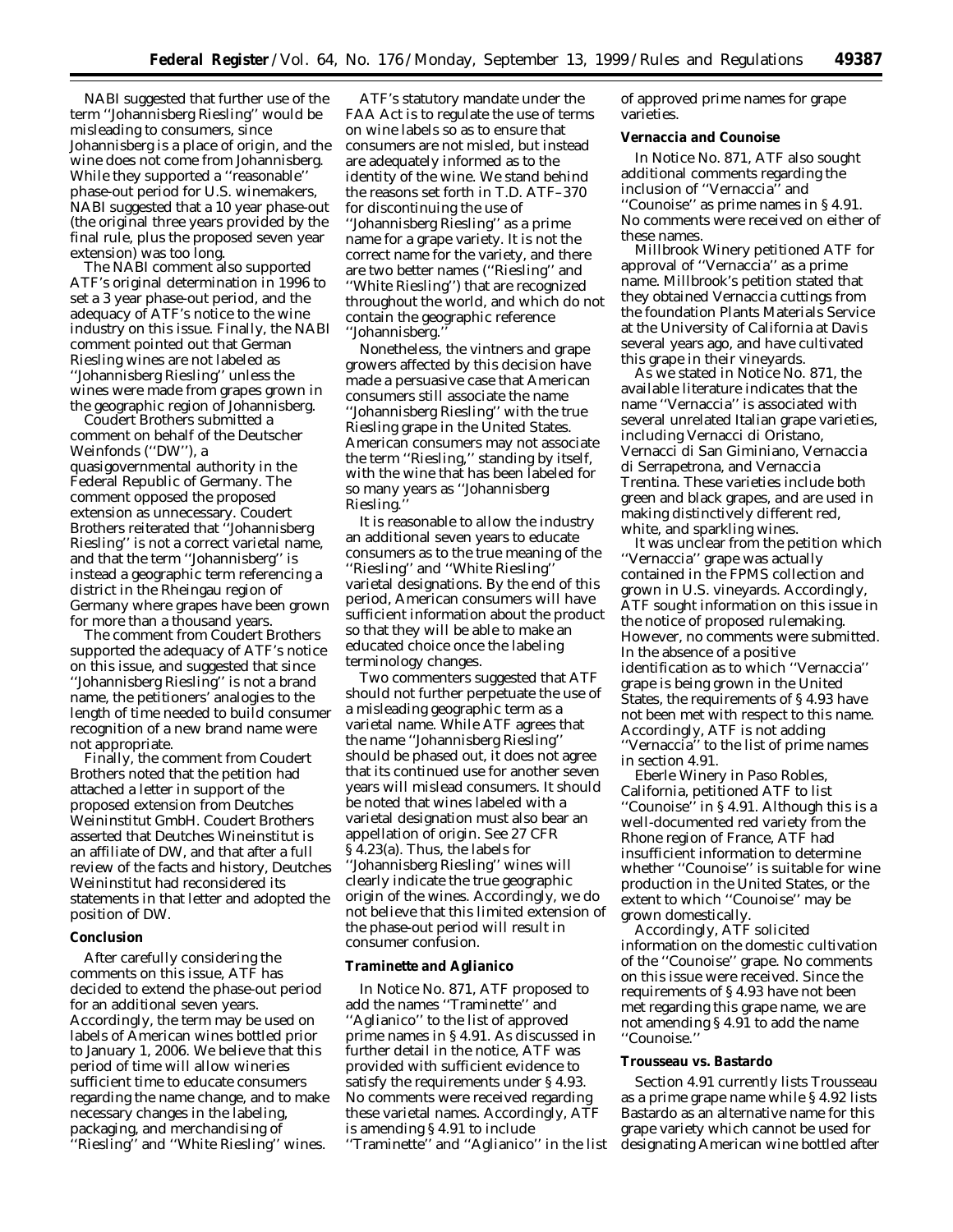NABI suggested that further use of the term ''Johannisberg Riesling'' would be misleading to consumers, since Johannisberg is a place of origin, and the wine does not come from Johannisberg. While they supported a ''reasonable'' phase-out period for U.S. winemakers, NABI suggested that a 10 year phase-out (the original three years provided by the final rule, plus the proposed seven year extension) was too long.

The NABI comment also supported ATF's original determination in 1996 to set a 3 year phase-out period, and the adequacy of ATF's notice to the wine industry on this issue. Finally, the NABI comment pointed out that German Riesling wines are not labeled as ''Johannisberg Riesling'' unless the wines were made from grapes grown in the geographic region of Johannisberg.

Coudert Brothers submitted a comment on behalf of the Deutscher Weinfonds (''DW''), a quasigovernmental authority in the Federal Republic of Germany. The comment opposed the proposed extension as unnecessary. Coudert Brothers reiterated that ''Johannisberg Riesling'' is not a correct varietal name, and that the term ''Johannisberg'' is instead a geographic term referencing a district in the Rheingau region of Germany where grapes have been grown for more than a thousand years.

The comment from Coudert Brothers supported the adequacy of ATF's notice on this issue, and suggested that since ''Johannisberg Riesling'' is not a brand name, the petitioners' analogies to the length of time needed to build consumer recognition of a new brand name were not appropriate.

Finally, the comment from Coudert Brothers noted that the petition had attached a letter in support of the proposed extension from Deutches Weininstitut GmbH. Coudert Brothers asserted that Deutches Weininstitut is an affiliate of DW, and that after a full review of the facts and history, Deutches Weininstitut had reconsidered its statements in that letter and adopted the position of DW.

**Conclusion**

After carefully considering the comments on this issue, ATF has decided to extend the phase-out period for an additional seven years. Accordingly, the term may be used on labels of American wines bottled prior to January 1, 2006. We believe that this period of time will allow wineries sufficient time to educate consumers regarding the name change, and to make necessary changes in the labeling, packaging, and merchandising of ''Riesling'' and ''White Riesling'' wines.

ATF's statutory mandate under the FAA Act is to regulate the use of terms on wine labels so as to ensure that consumers are not misled, but instead are adequately informed as to the identity of the wine. We stand behind the reasons set forth in T.D. ATF–370 for discontinuing the use of ''Johannisberg Riesling'' as a prime name for a grape variety. It is not the correct name for the variety, and there are two better names (''Riesling'' and ''White Riesling'') that are recognized throughout the world, and which do not contain the geographic reference ''Johannisberg.''

Nonetheless, the vintners and grape growers affected by this decision have made a persuasive case that American consumers still associate the name ''Johannisberg Riesling'' with the true Riesling grape in the United States. American consumers may not associate the term ''Riesling,'' standing by itself, with the wine that has been labeled for so many years as ''Johannisberg Riesling.''

It is reasonable to allow the industry an additional seven years to educate consumers as to the true meaning of the ''Riesling'' and ''White Riesling'' varietal designations. By the end of this period, American consumers will have sufficient information about the product so that they will be able to make an educated choice once the labeling terminology changes.

Two commenters suggested that ATF should not further perpetuate the use of a misleading geographic term as a varietal name. While ATF agrees that the name ''Johannisberg Riesling'' should be phased out, it does not agree that its continued use for another seven years will mislead consumers. It should be noted that wines labeled with a varietal designation must also bear an appellation of origin. See 27 CFR § 4.23(a). Thus, the labels for ''Johannisberg Riesling'' wines will clearly indicate the true geographic origin of the wines. Accordingly, we do not believe that this limited extension of the phase-out period will result in consumer confusion.

**Traminette and Aglianico**

In Notice No. 871, ATF proposed to add the names ''Traminette'' and ''Aglianico'' to the list of approved prime names in § 4.91. As discussed in further detail in the notice, ATF was provided with sufficient evidence to satisfy the requirements under § 4.93. No comments were received regarding these varietal names. Accordingly, ATF is amending § 4.91 to include ''Traminette'' and ''Aglianico'' in the list of approved prime names for grape varieties.

**Vernaccia and Counoise**

In Notice No. 871, ATF also sought additional comments regarding the inclusion of ''Vernaccia'' and ''Counoise'' as prime names in § 4.91. No comments were received on either of these names.

Millbrook Winery petitioned ATF for approval of ''Vernaccia'' as a prime name. Millbrook's petition stated that they obtained Vernaccia cuttings from the foundation Plants Materials Service at the University of California at Davis several years ago, and have cultivated this grape in their vineyards.

As we stated in Notice No. 871, the available literature indicates that the name ''Vernaccia'' is associated with several unrelated Italian grape varieties, including Vernacci di Oristano, Vernacci di San Giminiano, Vernaccia di Serrapetrona, and Vernaccia Trentina. These varieties include both green and black grapes, and are used in making distinctively different red, white, and sparkling wines.

It was unclear from the petition which ''Vernaccia'' grape was actually contained in the FPMS collection and grown in U.S. vineyards. Accordingly, ATF sought information on this issue in the notice of proposed rulemaking. However, no comments were submitted. In the absence of a positive identification as to which ''Vernaccia'' grape is being grown in the United States, the requirements of § 4.93 have not been met with respect to this name. Accordingly, ATF is not adding ''Vernaccia'' to the list of prime names in section 4.91.

Eberle Winery in Paso Robles, California, petitioned ATF to list ''Counoise'' in § 4.91. Although this is a well-documented red variety from the Rhone region of France, ATF had insufficient information to determine whether ''Counoise'' is suitable for wine production in the United States, or the extent to which ''Counoise'' may be grown domestically.

Accordingly, ATF solicited information on the domestic cultivation of the ''Counoise'' grape. No comments on this issue were received. Since the requirements of § 4.93 have not been met regarding this grape name, we are not amending § 4.91 to add the name ''Counoise.''

***Trousseau vs. Bastardo***

Section 4.91 currently lists Trousseau as a prime grape name while § 4.92 lists Bastardo as an alternative name for this grape variety which cannot be used for designating American wine bottled after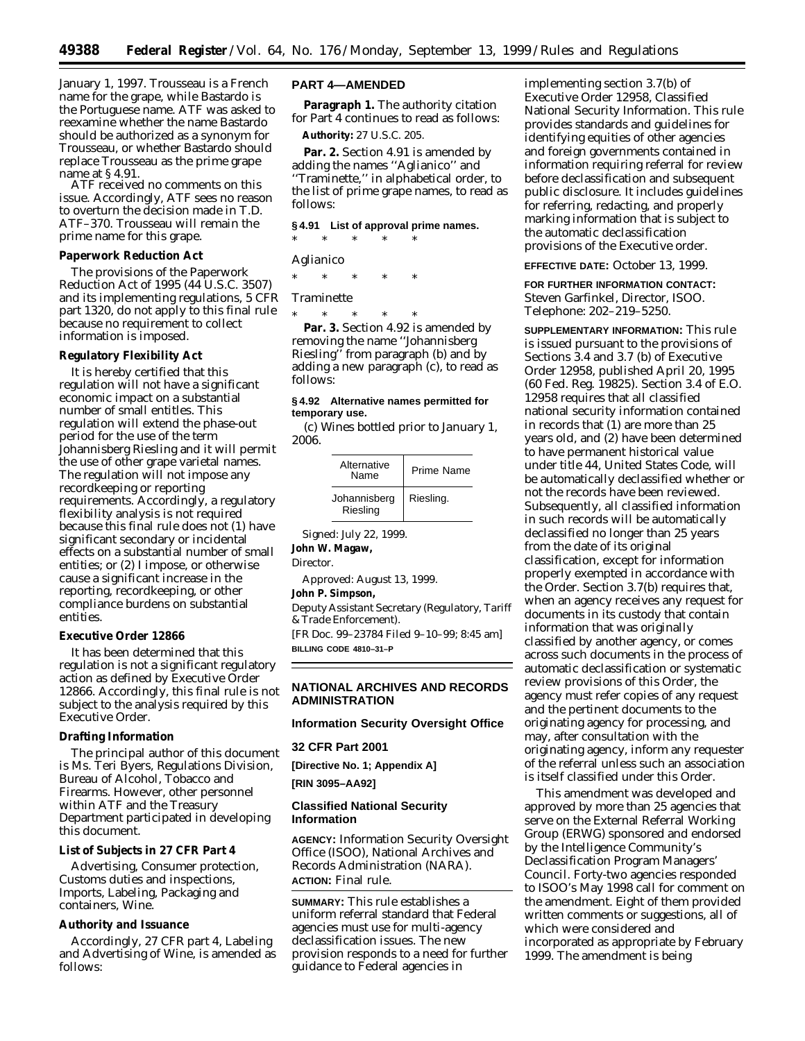January 1, 1997. Trousseau is a French name for the grape, while Bastardo is the Portuguese name. ATF was asked to reexamine whether the name Bastardo should be authorized as a synonym for Trousseau, or whether Bastardo should replace Trousseau as the prime grape name at § 4.91.

ATF received no comments on this issue. Accordingly, ATF sees no reason to overturn the decision made in T.D. ATF–370. Trousseau will remain the prime name for this grape.

**Paperwork Reduction Act**

The provisions of the Paperwork Reduction Act of 1995 (44 U.S.C. 3507) and its implementing regulations, 5 CFR part 1320, do not apply to this final rule because no requirement to collect information is imposed.

**Regulatory Flexibility Act**

It is hereby certified that this regulation will not have a significant economic impact on a substantial number of small entitles. This regulation will extend the phase-out period for the use of the term Johannisberg Riesling and it will permit the use of other grape varietal names. The regulation will not impose any recordkeeping or reporting requirements. Accordingly, a regulatory flexibility analysis is not required because this final rule does not (1) have significant secondary or incidental effects on a substantial number of small entities; or (2) I impose, or otherwise cause a significant increase in the reporting, recordkeeping, or other compliance burdens on substantial entities.

**Executive Order 12866**

It has been determined that this regulation is not a significant regulatory action as defined by Executive Order 12866. Accordingly, this final rule is not subject to the analysis required by this Executive Order.

**Drafting Information**

The principal author of this document is Ms. Teri Byers, Regulations Division, Bureau of Alcohol, Tobacco and Firearms. However, other personnel within ATF and the Treasury Department participated in developing this document.

**List of Subjects in 27 CFR Part 4**

Advertising, Consumer protection, Customs duties and inspections, Imports, Labeling, Packaging and containers, Wine.

**Authority and Issuance**

Accordingly, 27 CFR part 4, Labeling and Advertising of Wine, is amended as follows:

**PART 4—AMENDED**

**Paragraph 1.** The authority citation for Part 4 continues to read as follows:

**Authority:** 27 U.S.C. 205.

**Par. 2.** Section 4.91 is amended by adding the names ''Aglianico'' and ''Traminette,'' in alphabetical order, to the list of prime grape names, to read as follows:

**§ 4.91 List of approval prime names.**

\* \* \* \* \*

Aglianico

\* \* \* \* \*

Traminette

\* \* \* \* \*

**Par. 3.** Section 4.92 is amended by removing the name ''Johannisberg Riesling'' from paragraph (b) and by adding a new paragraph (c), to read as follows:

**§ 4.92 Alternative names permitted for temporary use.**

(c) Wines bottled prior to January 1, 2006.

| Alternative Name | Prime Name |
|---|---|
| Johannisberg Riesling | Riesling. |

Signed: July 22, 1999.

**John W. Magaw,**

*Director.*

Approved: August 13, 1999.

**John P. Simpson,**

*Deputy Assistant Secretary (Regulatory, Tariff & Trade Enforcement).*

[FR Doc. 99–23784 Filed 9–10–99; 8:45 am]

**BILLING CODE 4810–31–P**

**NATIONAL ARCHIVES AND RECORDS ADMINISTRATION**

**Information Security Oversight Office**

**32 CFR Part 2001**

**[Directive No. 1; Appendix A]**

**[RIN 3095–AA92]**

**Classified National Security Information**

**AGENCY:** Information Security Oversight Office (ISOO), National Archives and Records Administration (NARA).

**ACTION:** Final rule.

**SUMMARY:** This rule establishes a uniform referral standard that Federal agencies must use for multi-agency declassification issues. The new provision responds to a need for further guidance to Federal agencies in implementing section 3.7(b) of Executive Order 12958, Classified National Security Information. This rule provides standards and guidelines for identifying equities of other agencies and foreign governments contained in information requiring referral for review before declassification and subsequent public disclosure. It includes guidelines for referring, redacting, and properly marking information that is subject to the automatic declassification provisions of the Executive order.

**EFFECTIVE DATE:** October 13, 1999.

**FOR FURTHER INFORMATION CONTACT:** Steven Garfinkel, Director, ISOO. Telephone: 202–219–5250.

**SUPPLEMENTARY INFORMATION:** This rule is issued pursuant to the provisions of Sections 3.4 and 3.7 (b) of Executive Order 12958, published April 20, 1995 (60 Fed. Reg. 19825). Section 3.4 of E.O. 12958 requires that all classified national security information contained in records that (1) are more than 25 years old, and (2) have been determined to have permanent historical value under title 44, United States Code, will be automatically declassified whether or not the records have been reviewed. Subsequently, all classified information in such records will be automatically declassified no longer than 25 years from the date of its original classification, except for information properly exempted in accordance with the Order. Section 3.7(b) requires that, when an agency receives any request for documents in its custody that contain information that was originally classified by another agency, or comes across such documents in the process of automatic declassification or systematic review provisions of this Order, the agency must refer copies of any request and the pertinent documents to the originating agency for processing, and may, after consultation with the originating agency, inform any requester of the referral unless such an association is itself classified under this Order.

This amendment was developed and approved by more than 25 agencies that serve on the External Referral Working Group (ERWG) sponsored and endorsed by the Intelligence Community's Declassification Program Managers' Council. Forty-two agencies responded to ISOO's May 1998 call for comment on the amendment. Eight of them provided written comments or suggestions, all of which were considered and incorporated as appropriate by February 1999. The amendment is being